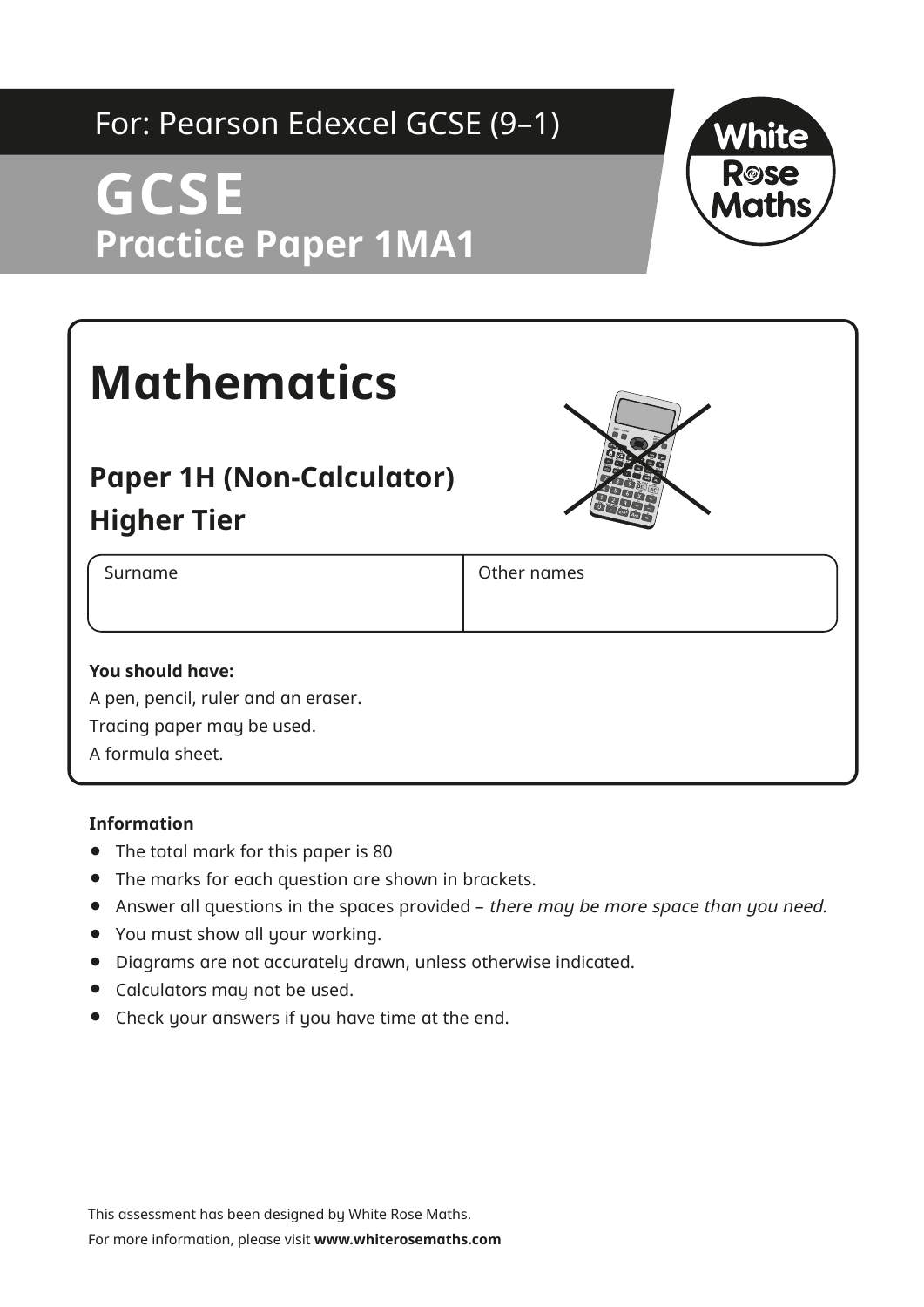For: Pearson Edexcel GCSE (9–1)

# GCSE
## Practice Paper 1MA1

White Rose Maths

# Mathematics

## Paper 1H (Non-Calculator)
## Higher Tier

| Surname | Other names |
| --- | --- |
| | |

**You should have:**

A pen, pencil, ruler and an eraser.

Tracing paper may be used.

A formula sheet.

**Information**

- The total mark for this paper is 80
- The marks for each question are shown in brackets.
- Answer all questions in the spaces provided – *there may be more space than you need.*
- You must show all your working.
- Diagrams are not accurately drawn, unless otherwise indicated.
- Calculators may not be used.
- Check your answers if you have time at the end.

This assessment has been designed by White Rose Maths.

For more information, please visit **www.whiterosemaths.com**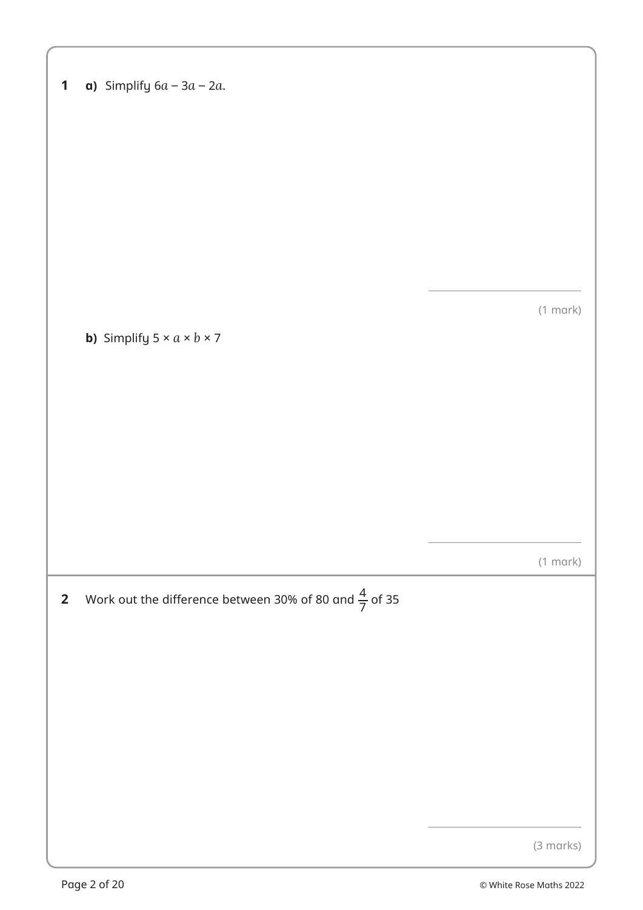**1** **a)** Simplify $6a - 3a - 2a$.

(1 mark)

**b)** Simplify $5 \times a \times b \times 7$

(1 mark)

**2** Work out the difference between 30% of 80 and $\frac{4}{7}$ of 35

(3 marks)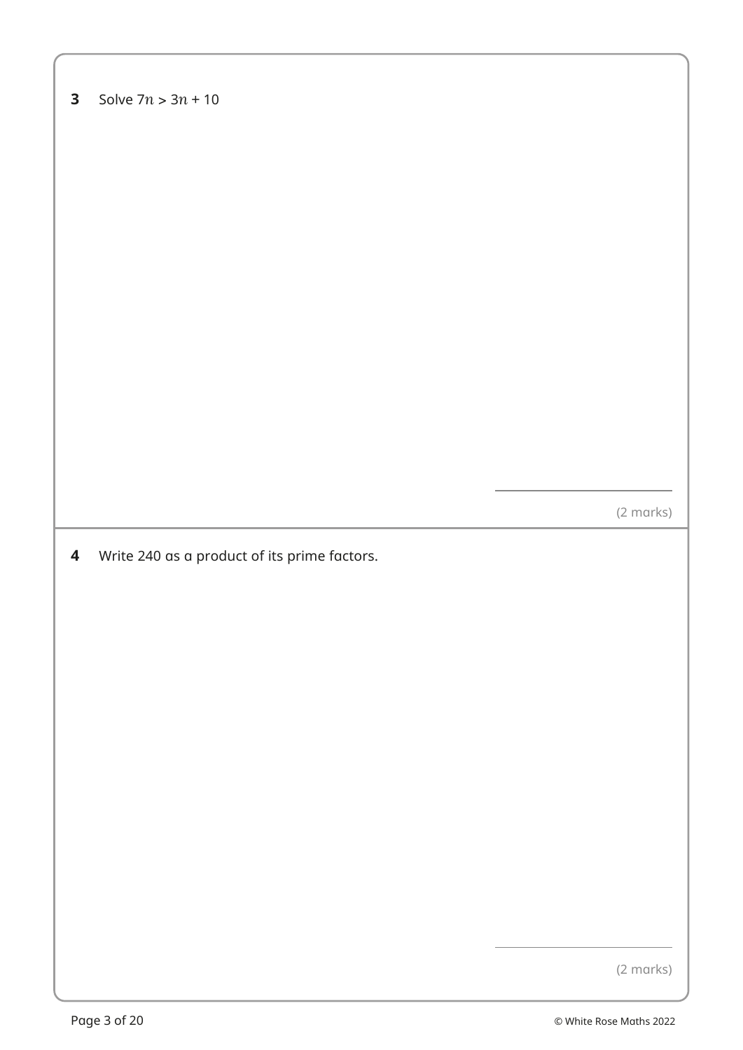**3** Solve $7n > 3n + 10$

(2 marks)

**4** Write 240 as a product of its prime factors.

(2 marks)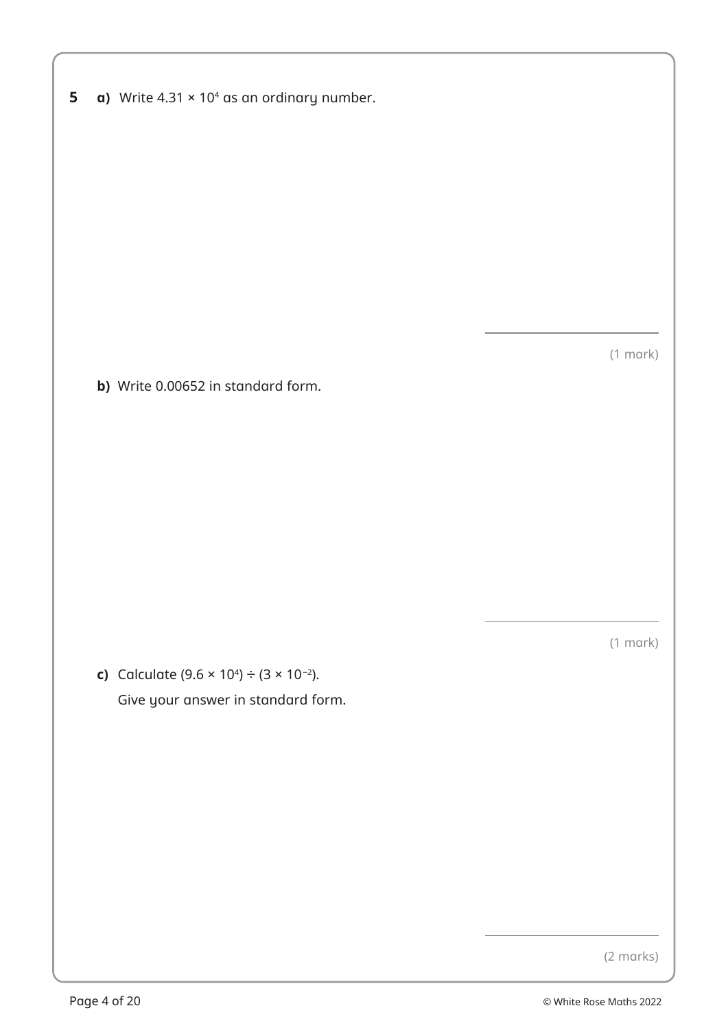**5** **a)** Write $4.31 \times 10^4$ as an ordinary number.

(1 mark)

**b)** Write 0.00652 in standard form.

(1 mark)

**c)** Calculate $(9.6 \times 10^4) \div (3 \times 10^{-2})$.

Give your answer in standard form.

(2 marks)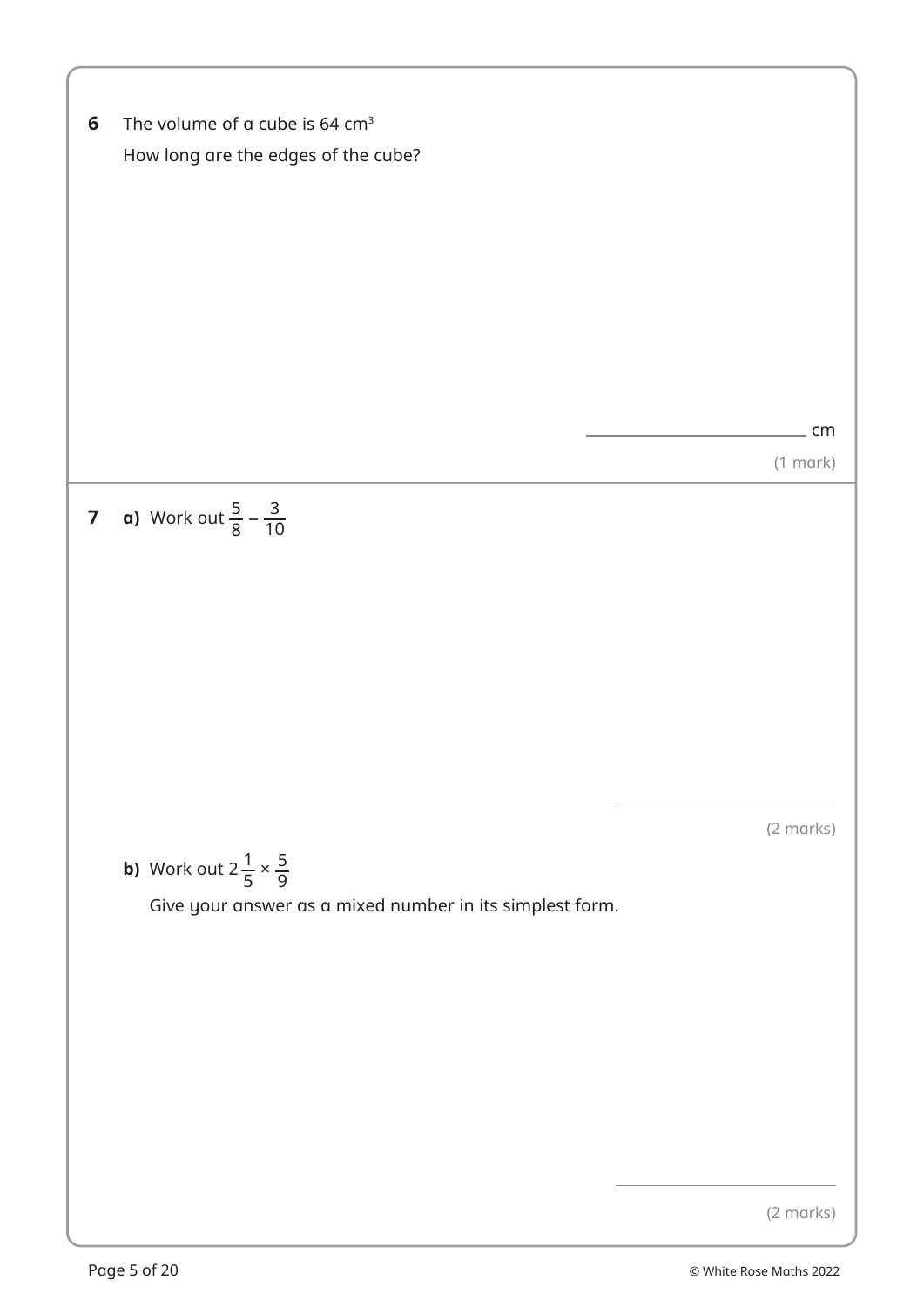**6** The volume of a cube is 64 $cm^3$

How long are the edges of the cube?

______________ cm

(1 mark)

---

**7** **a)** Work out $\frac{5}{8} - \frac{3}{10}$

______________

(2 marks)

**b)** Work out $2\frac{1}{5} \times \frac{5}{9}$

Give your answer as a mixed number in its simplest form.

______________

(2 marks)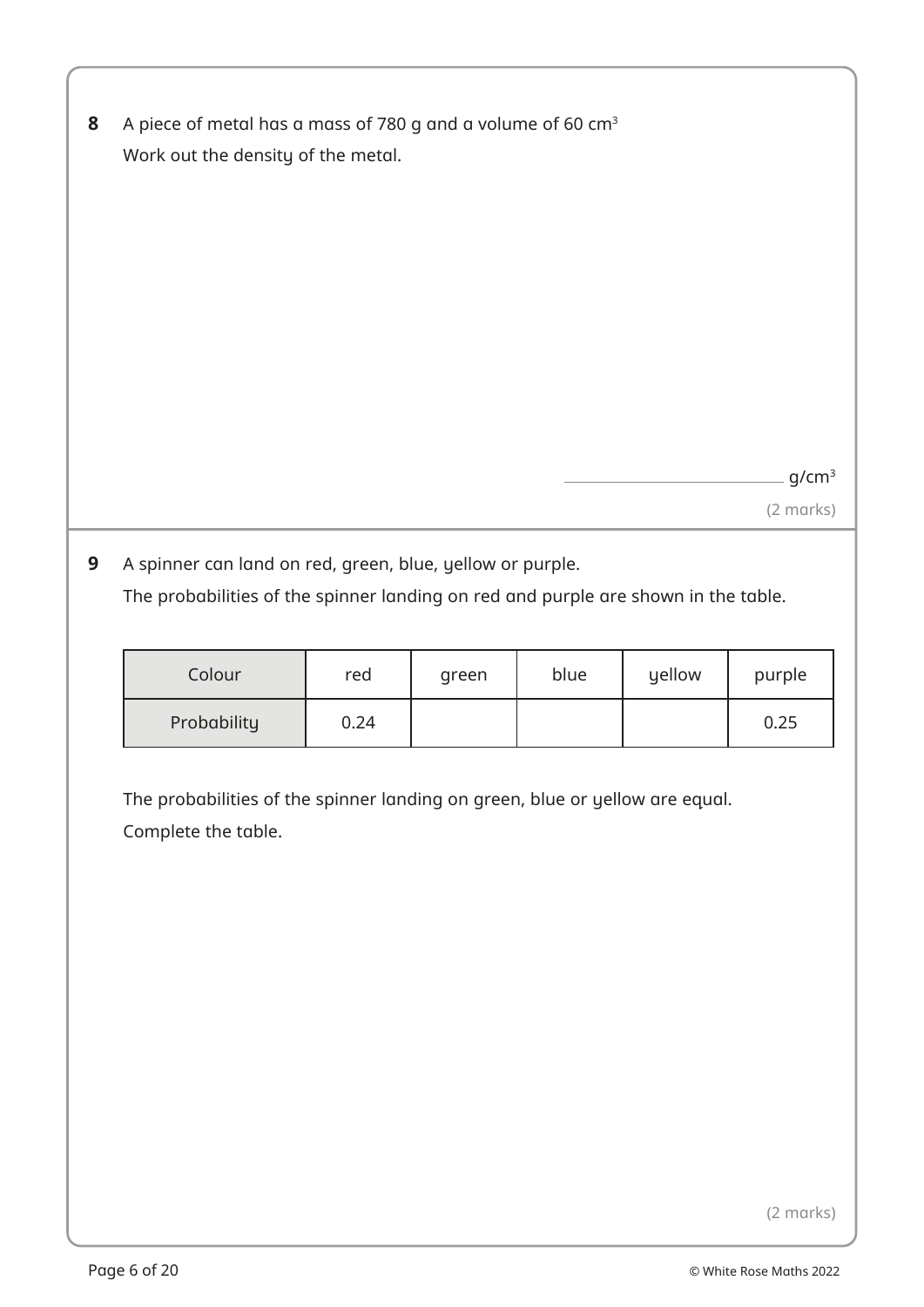**8** A piece of metal has a mass of 780 g and a volume of 60 $cm^3$

Work out the density of the metal.

\_\_\_\_\_\_\_\_\_\_\_\_\_\_\_\_ $g/cm^3$

(2 marks)

**9** A spinner can land on red, green, blue, yellow or purple.

The probabilities of the spinner landing on red and purple are shown in the table.

| Colour | red | green | blue | yellow | purple |
| --- | --- | --- | --- | --- | --- |
| Probability | 0.24 | | | | 0.25 |

The probabilities of the spinner landing on green, blue or yellow are equal.

Complete the table.

(2 marks)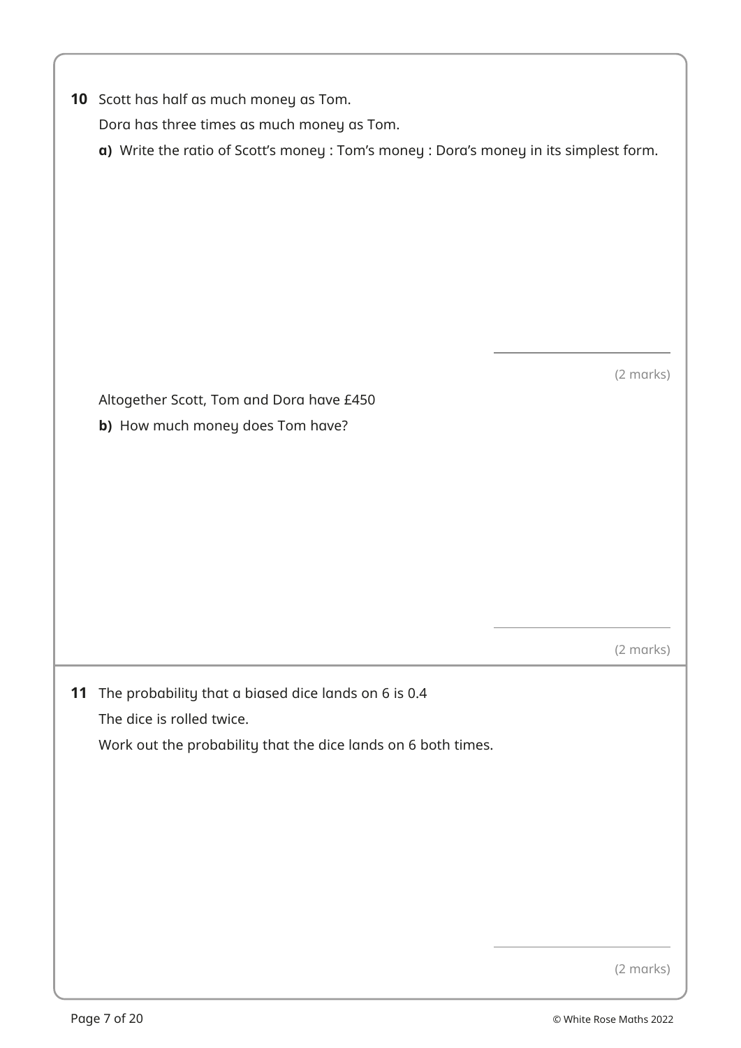**10** Scott has half as much money as Tom.

Dora has three times as much money as Tom.

**a)** Write the ratio of Scott's money : Tom's money : Dora's money in its simplest form.

(2 marks)

Altogether Scott, Tom and Dora have £450

**b)** How much money does Tom have?

(2 marks)

**11** The probability that a biased dice lands on 6 is 0.4

The dice is rolled twice.

Work out the probability that the dice lands on 6 both times.

(2 marks)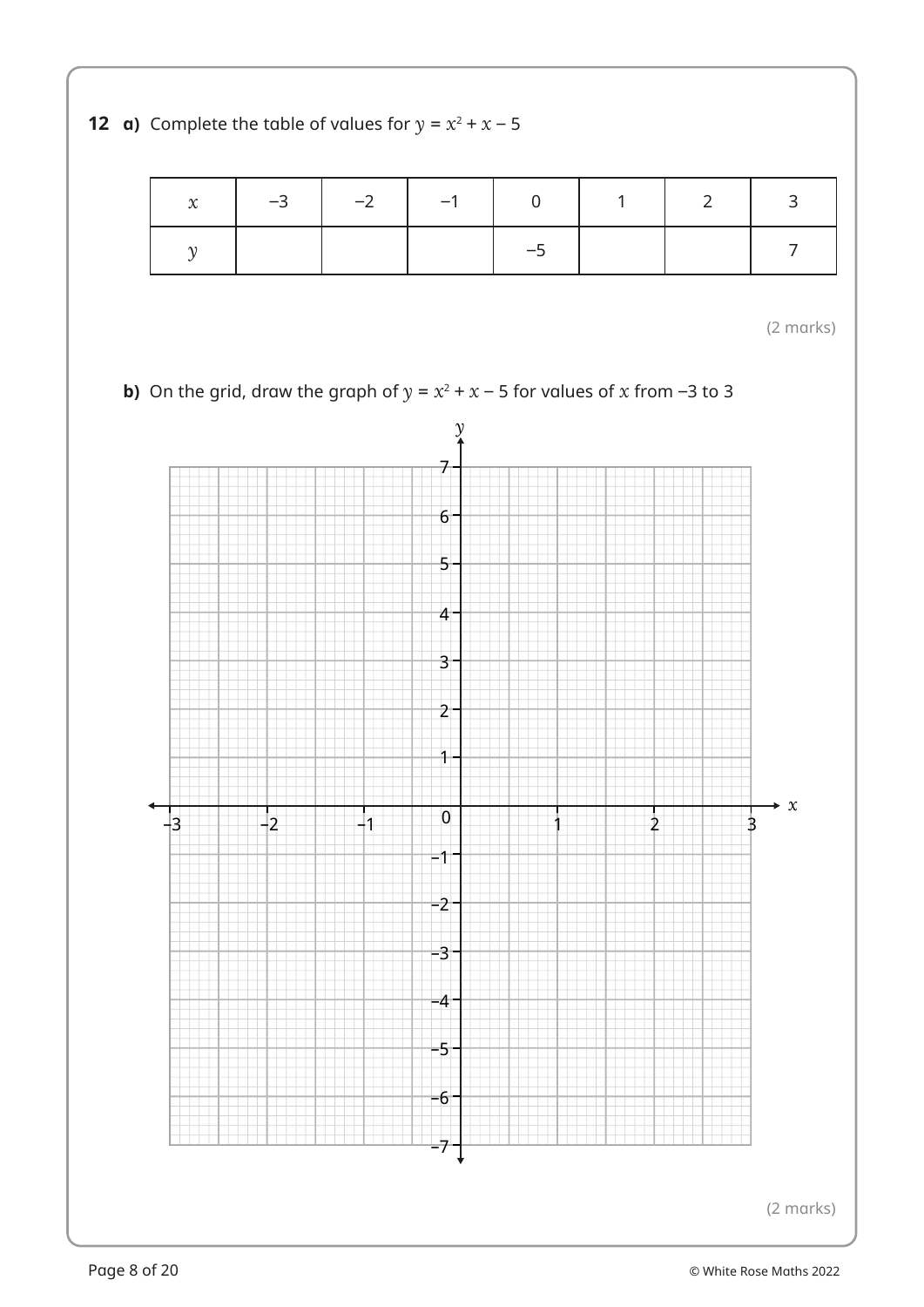**12 a)** Complete the table of values for $y = x^2 + x - 5$

| $x$ | $-3$ | $-2$ | $-1$ | $0$ | $1$ | $2$ | $3$ |
|---|---|---|---|---|---|---|---|
| $y$ | | | | $-5$ | | | $7$ |

(2 marks)

**b)** On the grid, draw the graph of $y = x^2 + x - 5$ for values of $x$ from $-3$ to $3$

(2 marks)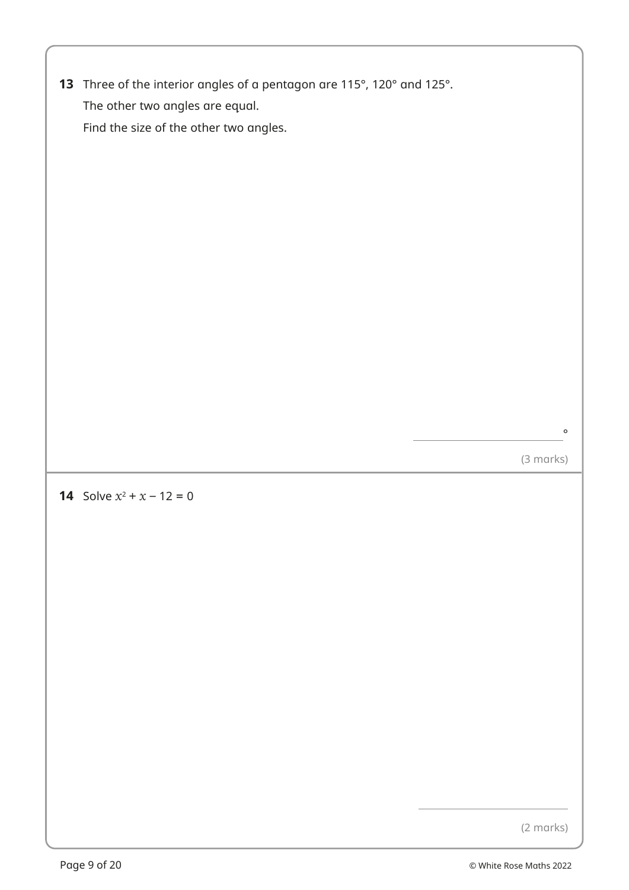**13** Three of the interior angles of a pentagon are 115°, 120° and 125°.

The other two angles are equal.

Find the size of the other two angles.

______________ °

(3 marks)

**14** Solve $x^2 + x - 12 = 0$

______________

(2 marks)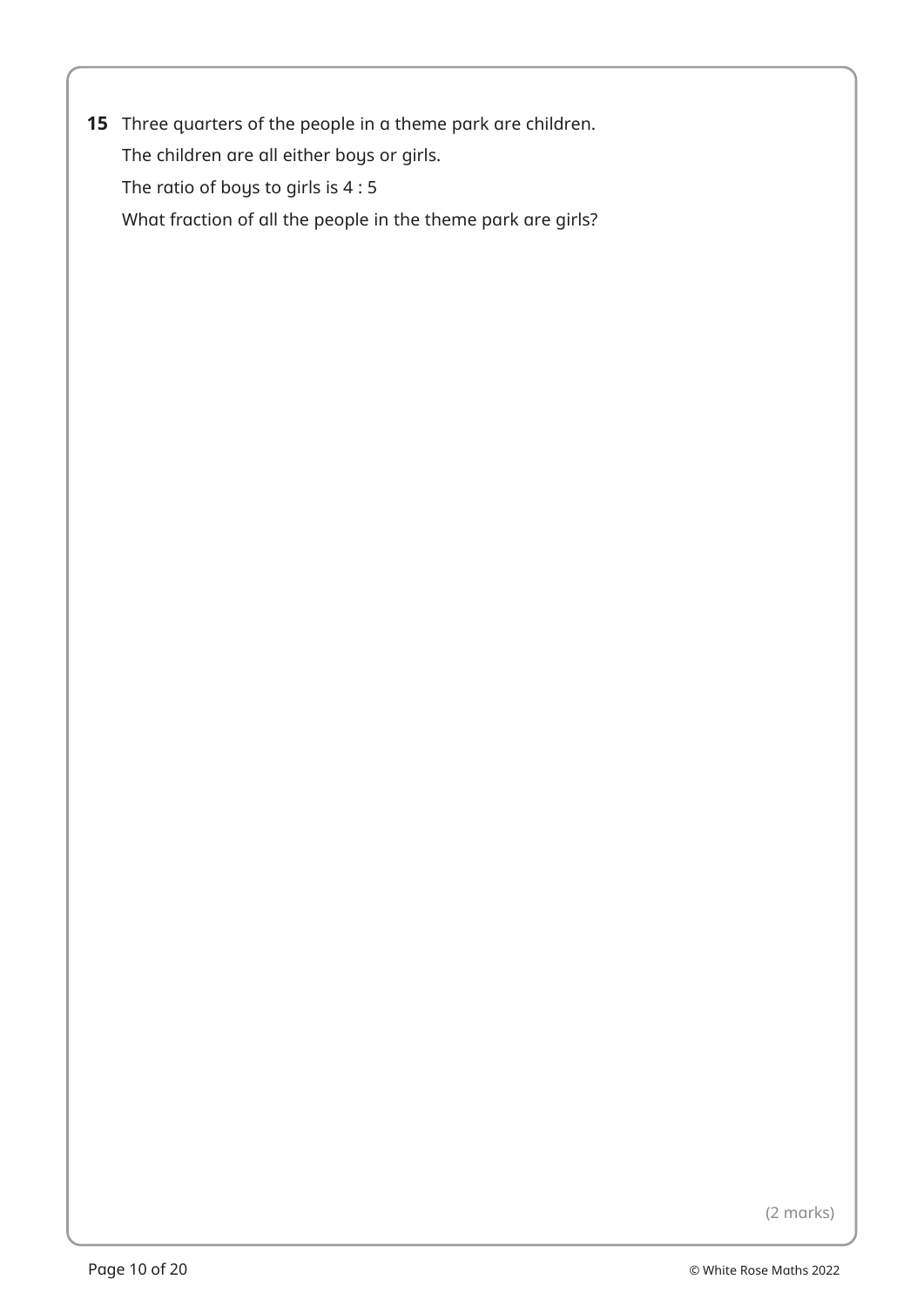**15** Three quarters of the people in a theme park are children.

The children are all either boys or girls.

The ratio of boys to girls is 4 : 5

What fraction of all the people in the theme park are girls?

(2 marks)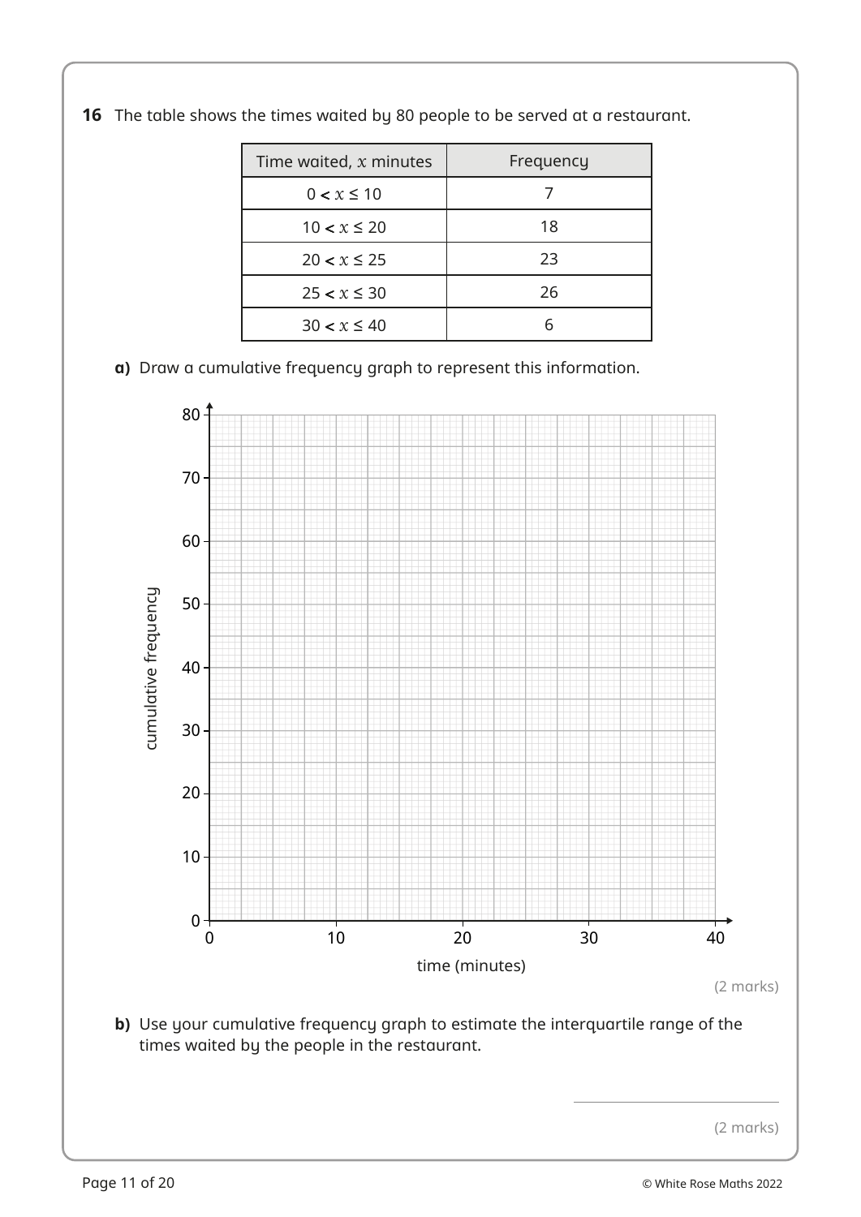**16** The table shows the times waited by 80 people to be served at a restaurant.

| Time waited, $x$ minutes | Frequency |
| --- | --- |
| $0 < x \leq 10$ | 7 |
| $10 < x \leq 20$ | 18 |
| $20 < x \leq 25$ | 23 |
| $25 < x \leq 30$ | 26 |
| $30 < x \leq 40$ | 6 |

**a)** Draw a cumulative frequency graph to represent this information.

cumulative frequency (0 to 80) against time (minutes) (0 to 40)

(2 marks)

**b)** Use your cumulative frequency graph to estimate the interquartile range of the times waited by the people in the restaurant.

\_\_\_\_\_\_\_\_\_\_\_\_\_\_\_\_

(2 marks)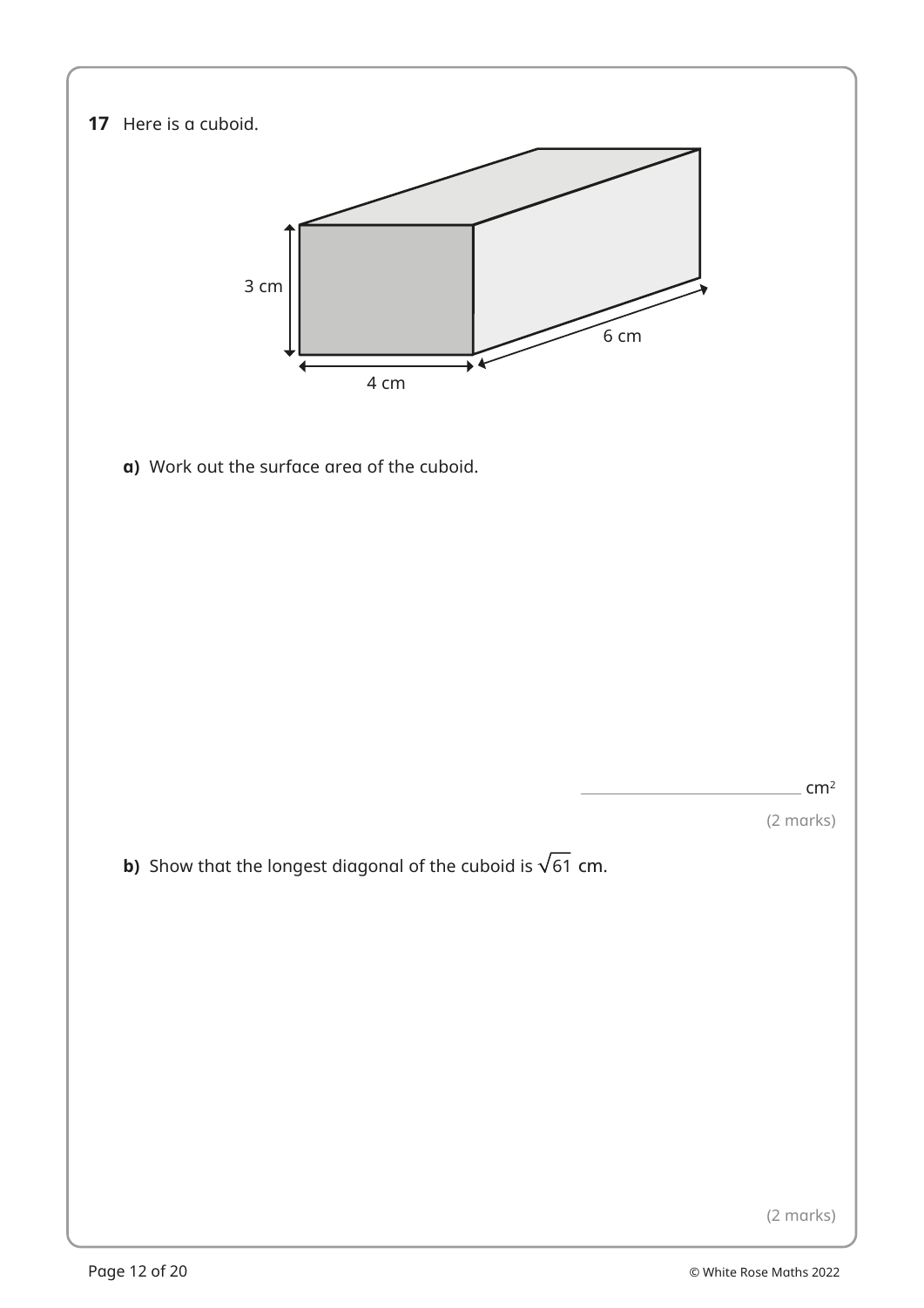**17** Here is a cuboid.

3 cm

6 cm

4 cm

**a)** Work out the surface area of the cuboid.

_______________ cm$^2$

(2 marks)

**b)** Show that the longest diagonal of the cuboid is $\sqrt{61}$ cm.

(2 marks)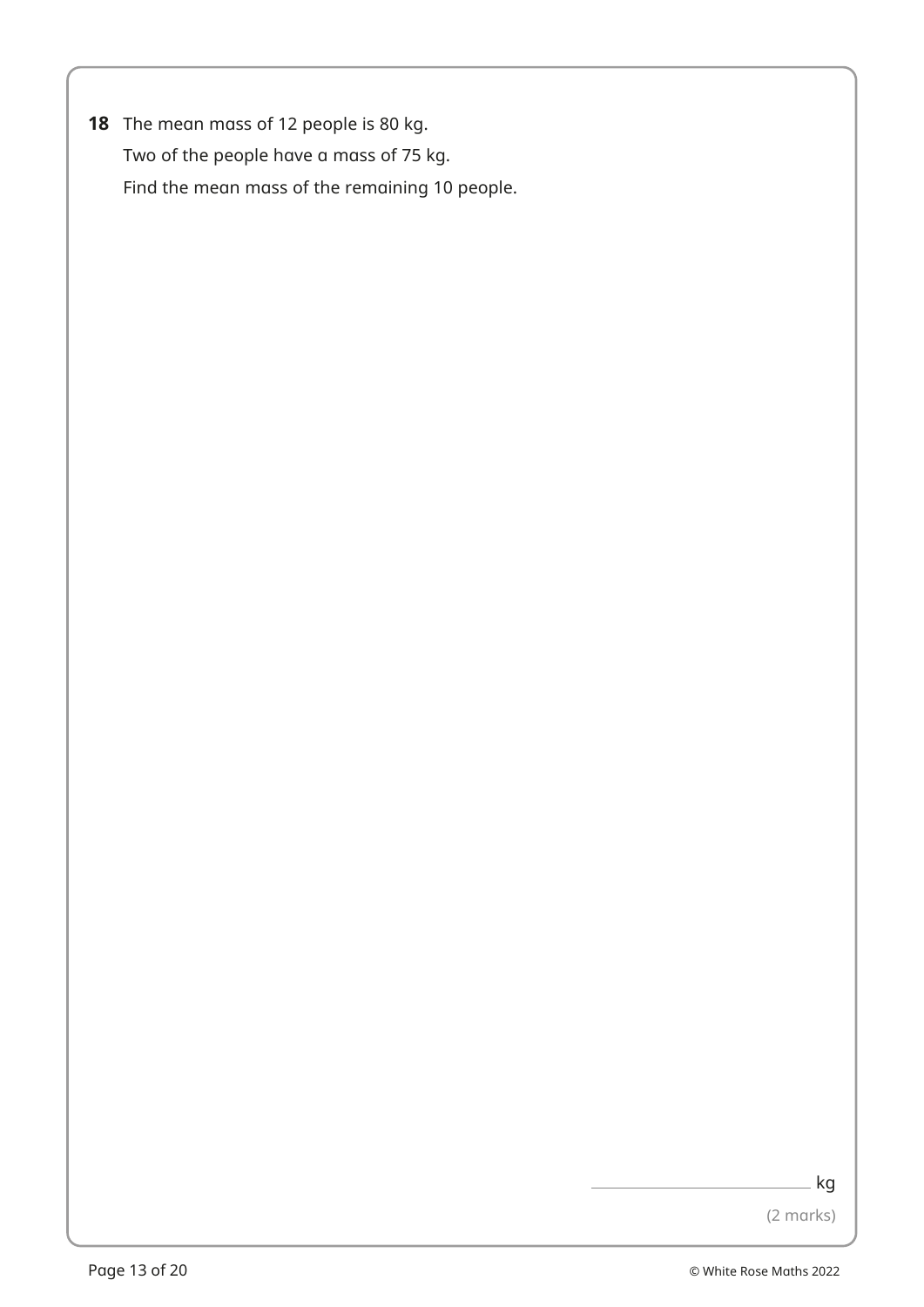**18** The mean mass of 12 people is 80 kg.

Two of the people have a mass of 75 kg.

Find the mean mass of the remaining 10 people.

\_\_\_\_\_\_\_\_\_\_\_\_\_\_\_\_ kg

(2 marks)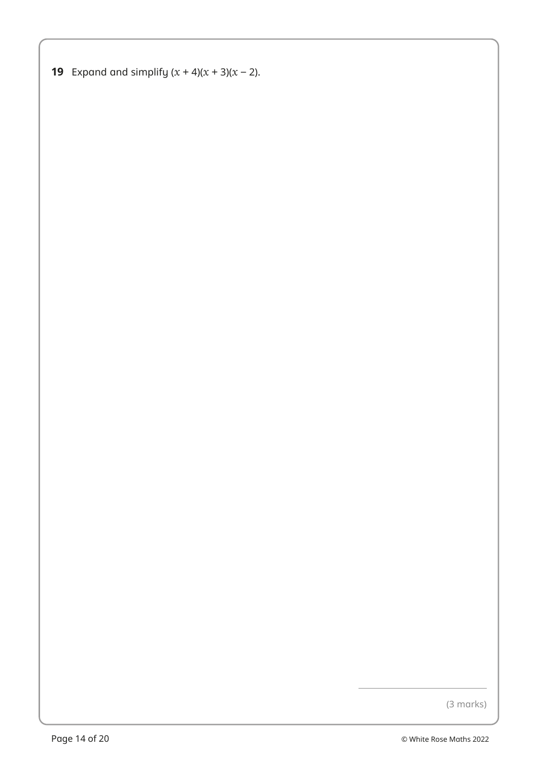**19** Expand and simplify $(x + 4)(x + 3)(x - 2)$.

(3 marks)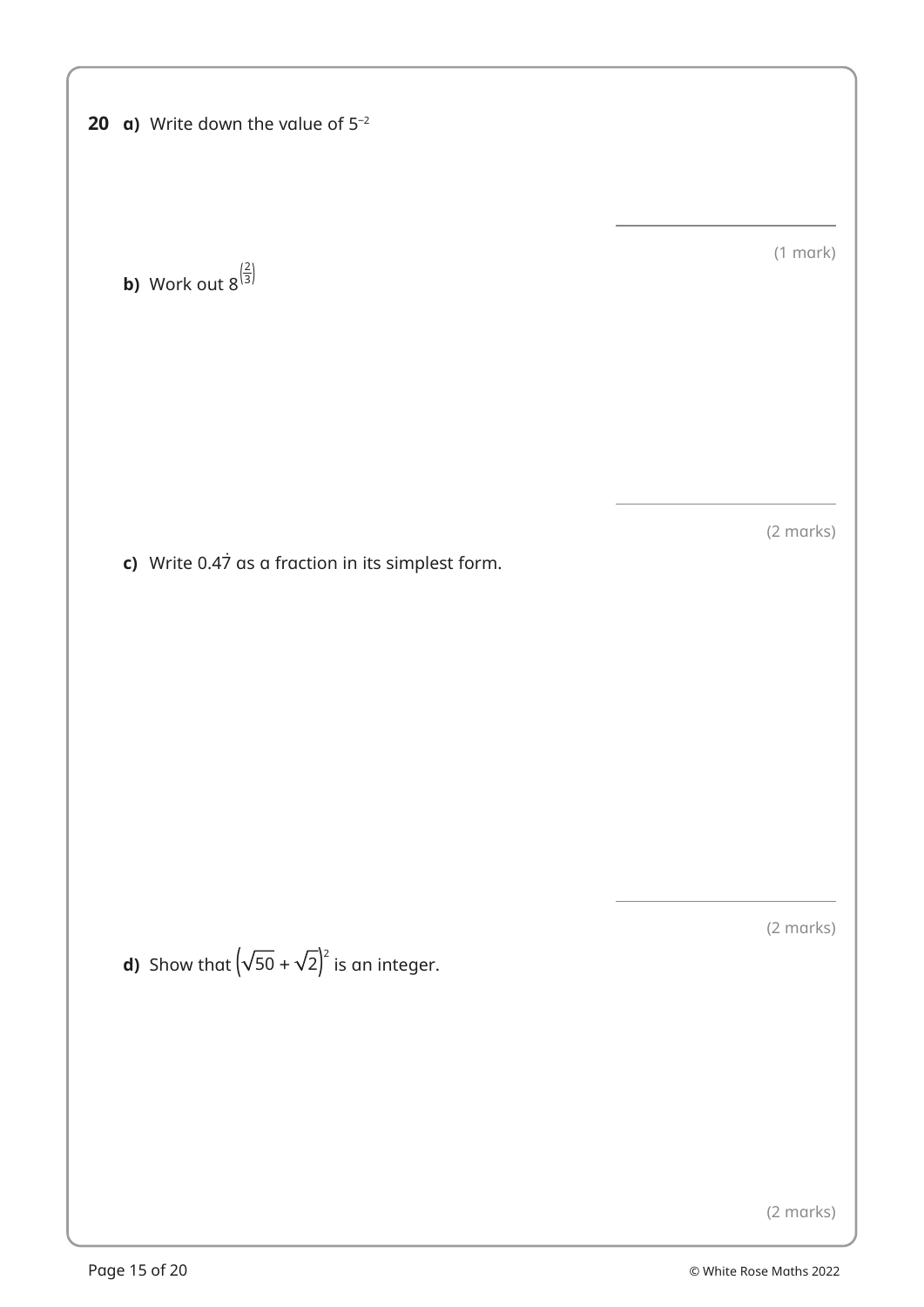**20 a)** Write down the value of $5^{-2}$

(1 mark)

**b)** Work out $8^{\left(\frac{2}{3}\right)}$

(2 marks)

**c)** Write $0.4\dot{7}$ as a fraction in its simplest form.

(2 marks)

**d)** Show that $\left(\sqrt{50} + \sqrt{2}\right)^2$ is an integer.

(2 marks)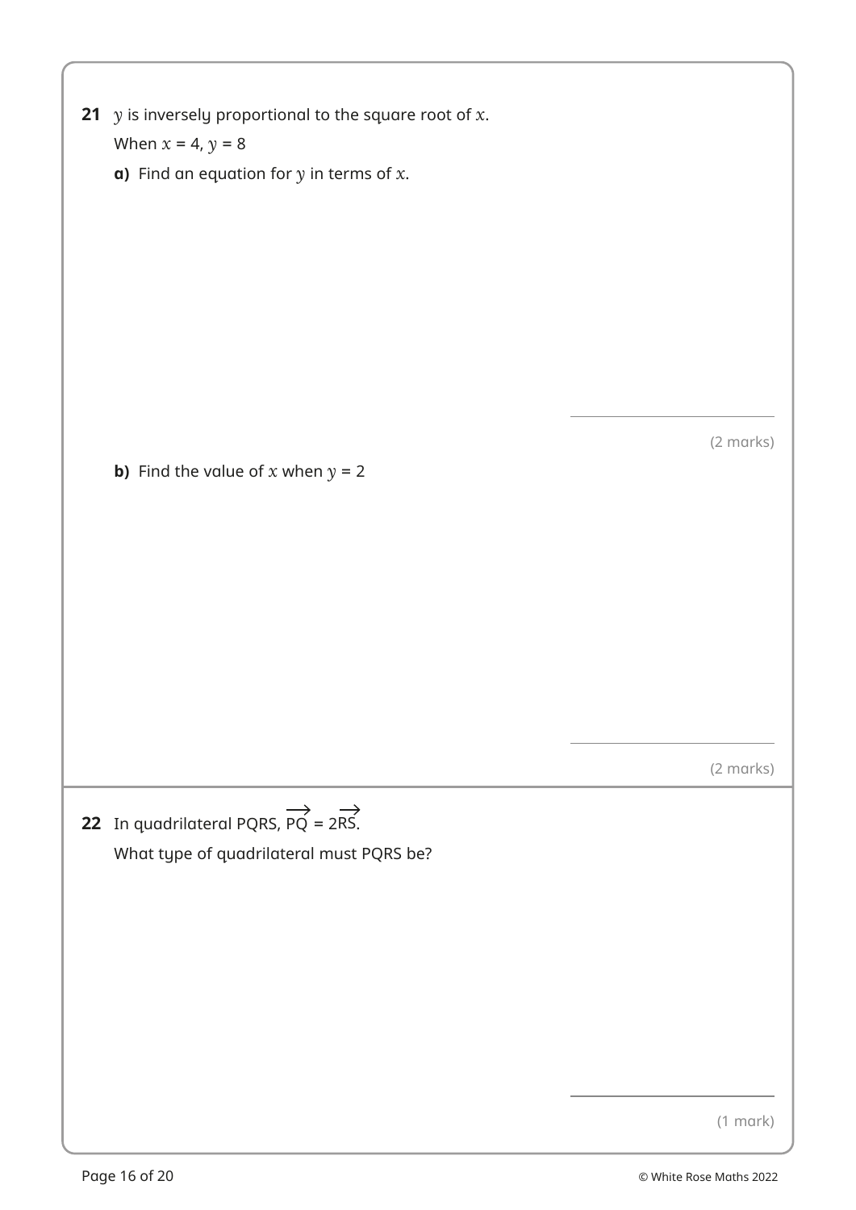**21** $y$ is inversely proportional to the square root of $x$.

When $x = 4$, $y = 8$

**a)** Find an equation for $y$ in terms of $x$.

(2 marks)

**b)** Find the value of $x$ when $y = 2$

(2 marks)

**22** In quadrilateral PQRS, $\overrightarrow{PQ} = 2\overrightarrow{RS}$.

What type of quadrilateral must PQRS be?

(1 mark)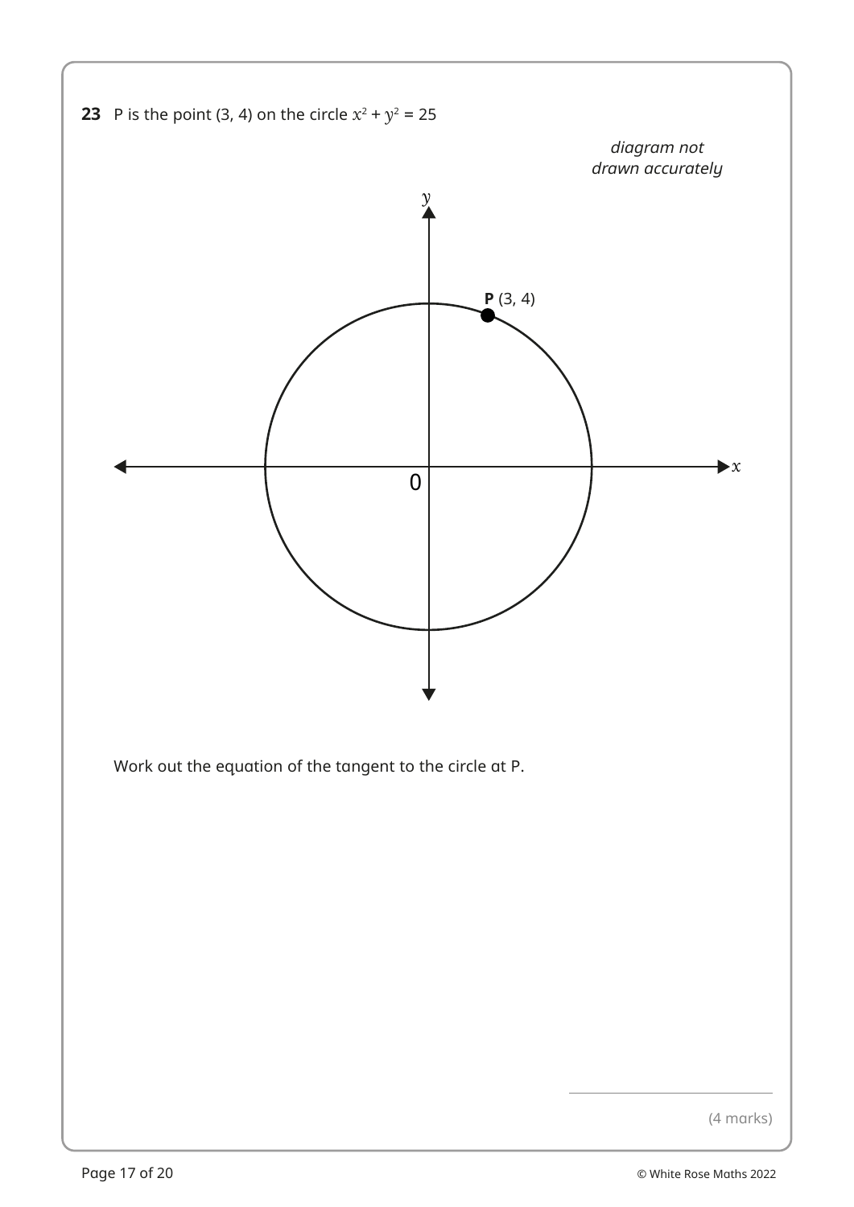**23** P is the point (3, 4) on the circle $x^2 + y^2 = 25$

*diagram not drawn accurately*

Work out the equation of the tangent to the circle at P.

(4 marks)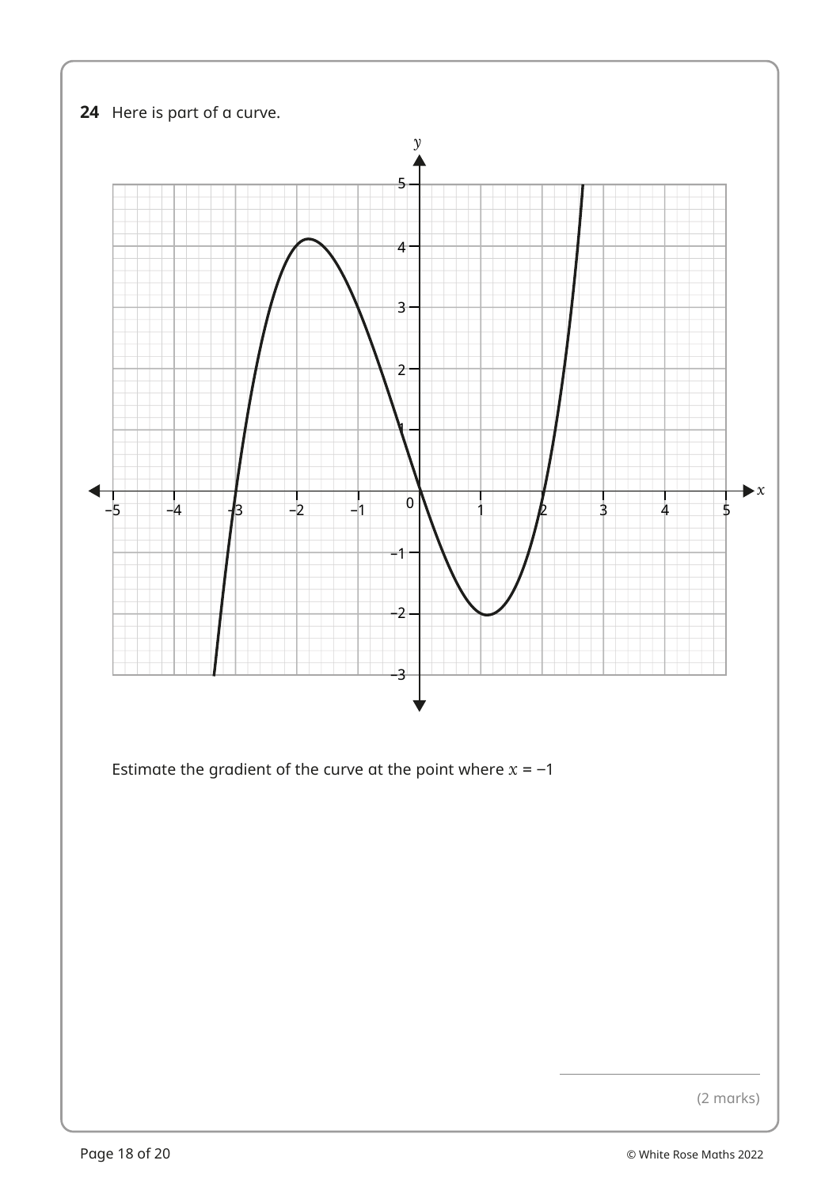**24** Here is part of a curve.

Estimate the gradient of the curve at the point where $x = -1$

(2 marks)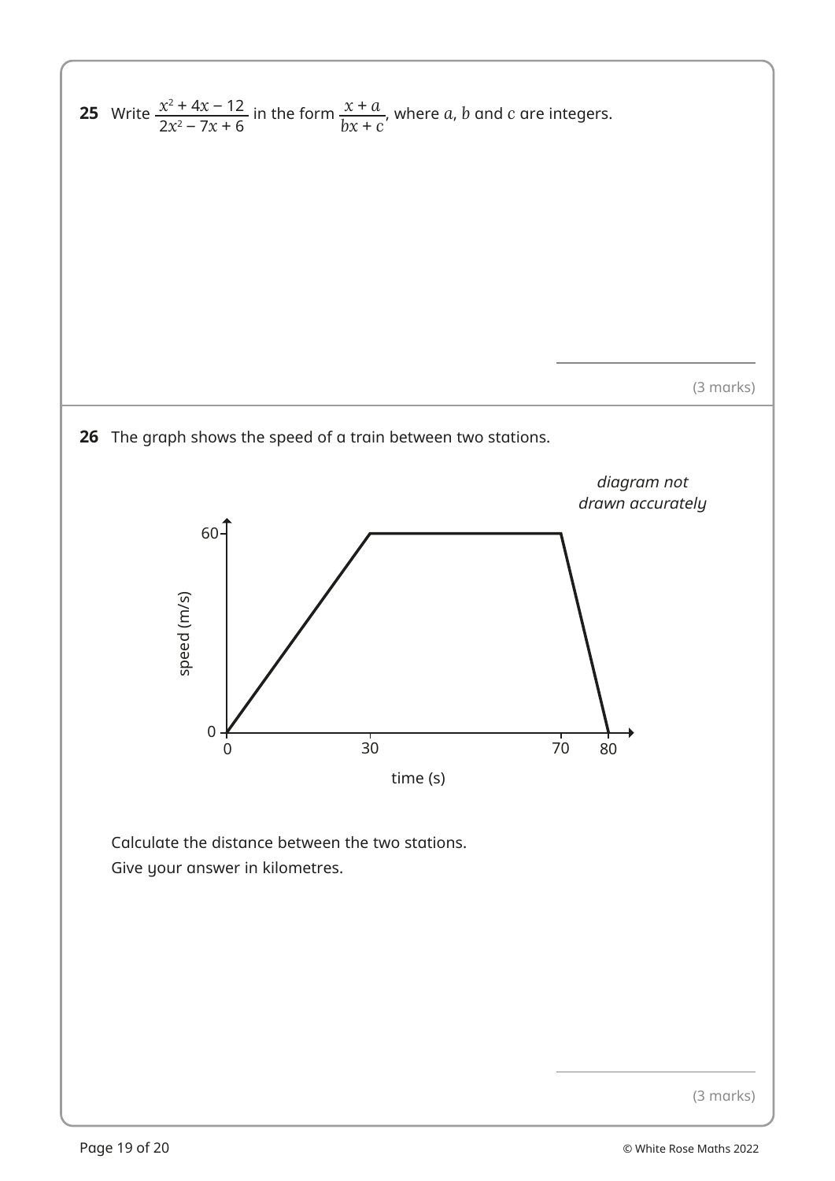**25** Write $\frac{x^2 + 4x - 12}{2x^2 - 7x + 6}$ in the form $\frac{x + a}{bx + c}$, where $a$, $b$ and $c$ are integers.

(3 marks)

**26** The graph shows the speed of a train between two stations.

*diagram not drawn accurately*

Calculate the distance between the two stations.
Give your answer in kilometres.

(3 marks)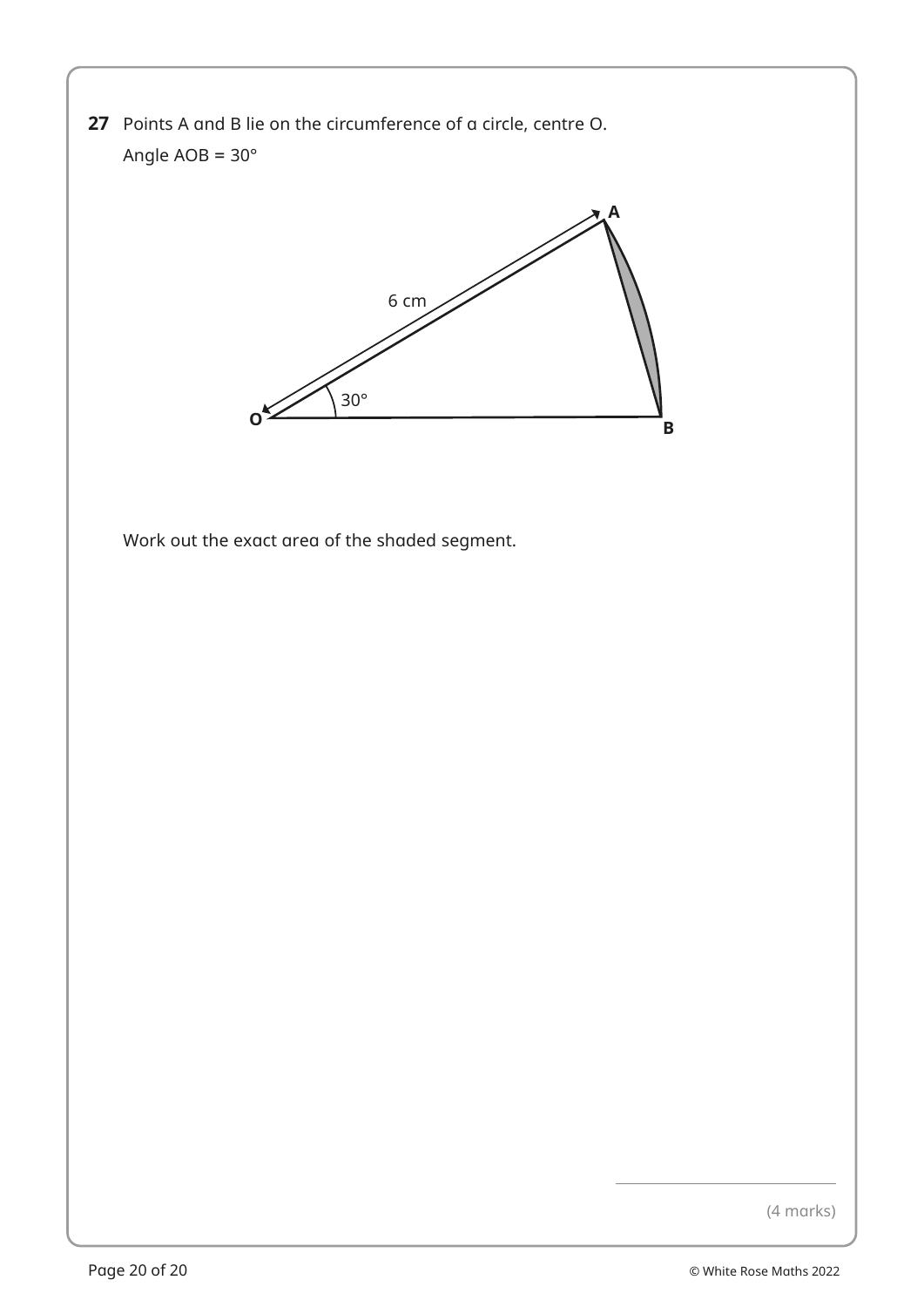**27** Points A and B lie on the circumference of a circle, centre O.

Angle AOB = 30°

A

6 cm

30°

O

B

Work out the exact area of the shaded segment.

(4 marks)